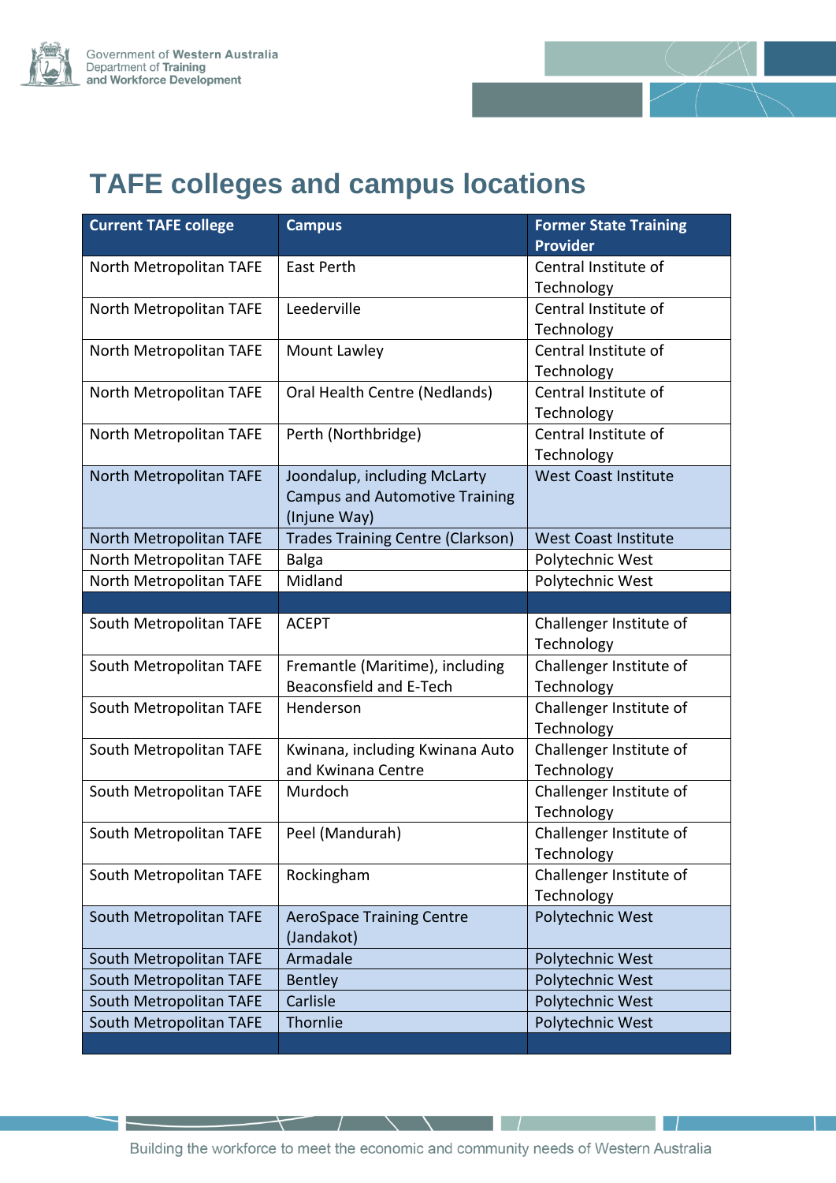# TAFE colleges and campus locations

| Current TAFE college | Campus | Former State Training Provider |
|---|---|---|
| North Metropolitan TAFE | East Perth | Central Institute of Technology |
| North Metropolitan TAFE | Leederville | Central Institute of Technology |
| North Metropolitan TAFE | Mount Lawley | Central Institute of Technology |
| North Metropolitan TAFE | Oral Health Centre (Nedlands) | Central Institute of Technology |
| North Metropolitan TAFE | Perth (Northbridge) | Central Institute of Technology |
| North Metropolitan TAFE | Joondalup, including McLarty Campus and Automotive Training (Injune Way) | West Coast Institute |
| North Metropolitan TAFE | Trades Training Centre (Clarkson) | West Coast Institute |
| North Metropolitan TAFE | Balga | Polytechnic West |
| North Metropolitan TAFE | Midland | Polytechnic West |
| | | |
| South Metropolitan TAFE | ACEPT | Challenger Institute of Technology |
| South Metropolitan TAFE | Fremantle (Maritime), including Beaconsfield and E-Tech | Challenger Institute of Technology |
| South Metropolitan TAFE | Henderson | Challenger Institute of Technology |
| South Metropolitan TAFE | Kwinana, including Kwinana Auto and Kwinana Centre | Challenger Institute of Technology |
| South Metropolitan TAFE | Murdoch | Challenger Institute of Technology |
| South Metropolitan TAFE | Peel (Mandurah) | Challenger Institute of Technology |
| South Metropolitan TAFE | Rockingham | Challenger Institute of Technology |
| South Metropolitan TAFE | AeroSpace Training Centre (Jandakot) | Polytechnic West |
| South Metropolitan TAFE | Armadale | Polytechnic West |
| South Metropolitan TAFE | Bentley | Polytechnic West |
| South Metropolitan TAFE | Carlisle | Polytechnic West |
| South Metropolitan TAFE | Thornlie | Polytechnic West |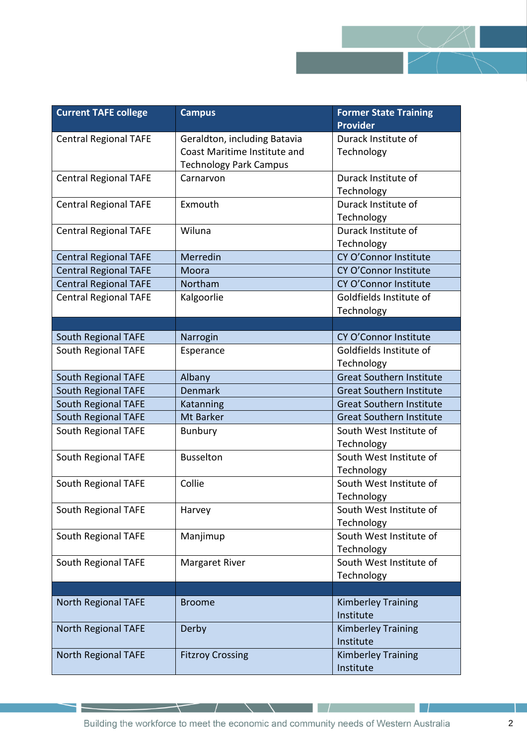| Current TAFE college | Campus | Former State Training Provider |
|---|---|---|
| Central Regional TAFE | Geraldton, including Batavia Coast Maritime Institute and Technology Park Campus | Durack Institute of Technology |
| Central Regional TAFE | Carnarvon | Durack Institute of Technology |
| Central Regional TAFE | Exmouth | Durack Institute of Technology |
| Central Regional TAFE | Wiluna | Durack Institute of Technology |
| Central Regional TAFE | Merredin | CY O'Connor Institute |
| Central Regional TAFE | Moora | CY O'Connor Institute |
| Central Regional TAFE | Northam | CY O'Connor Institute |
| Central Regional TAFE | Kalgoorlie | Goldfields Institute of Technology |
| | | |
| South Regional TAFE | Narrogin | CY O'Connor Institute |
| South Regional TAFE | Esperance | Goldfields Institute of Technology |
| South Regional TAFE | Albany | Great Southern Institute |
| South Regional TAFE | Denmark | Great Southern Institute |
| South Regional TAFE | Katanning | Great Southern Institute |
| South Regional TAFE | Mt Barker | Great Southern Institute |
| South Regional TAFE | Bunbury | South West Institute of Technology |
| South Regional TAFE | Busselton | South West Institute of Technology |
| South Regional TAFE | Collie | South West Institute of Technology |
| South Regional TAFE | Harvey | South West Institute of Technology |
| South Regional TAFE | Manjimup | South West Institute of Technology |
| South Regional TAFE | Margaret River | South West Institute of Technology |
| | | |
| North Regional TAFE | Broome | Kimberley Training Institute |
| North Regional TAFE | Derby | Kimberley Training Institute |
| North Regional TAFE | Fitzroy Crossing | Kimberley Training Institute |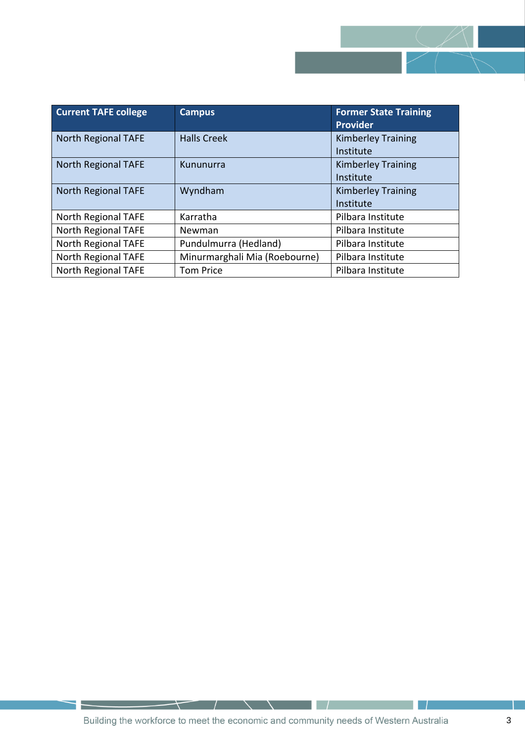| Current TAFE college | Campus | Former State Training Provider |
|---|---|---|
| North Regional TAFE | Halls Creek | Kimberley Training Institute |
| North Regional TAFE | Kununurra | Kimberley Training Institute |
| North Regional TAFE | Wyndham | Kimberley Training Institute |
| North Regional TAFE | Karratha | Pilbara Institute |
| North Regional TAFE | Newman | Pilbara Institute |
| North Regional TAFE | Pundulmurra (Hedland) | Pilbara Institute |
| North Regional TAFE | Minurmarghali Mia (Roebourne) | Pilbara Institute |
| North Regional TAFE | Tom Price | Pilbara Institute |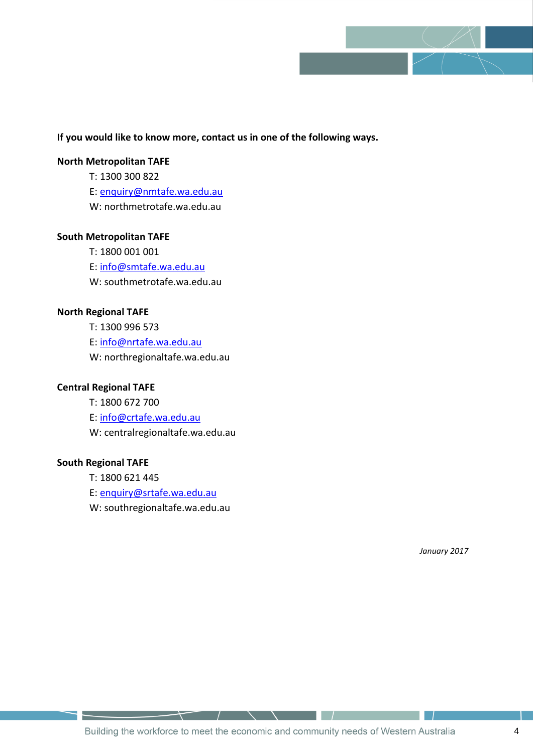**If you would like to know more, contact us in one of the following ways.**

**North Metropolitan TAFE**

T: 1300 300 822
E: enquiry@nmtafe.wa.edu.au
W: northmetrotafe.wa.edu.au

**South Metropolitan TAFE**

T: 1800 001 001
E: info@smtafe.wa.edu.au
W: southmetrotafe.wa.edu.au

**North Regional TAFE**

T: 1300 996 573
E: info@nrtafe.wa.edu.au
W: northregionaltafe.wa.edu.au

**Central Regional TAFE**

T: 1800 672 700
E: info@crtafe.wa.edu.au
W: centralregionaltafe.wa.edu.au

**South Regional TAFE**

T: 1800 621 445
E: enquiry@srtafe.wa.edu.au
W: southregionaltafe.wa.edu.au

*January 2017*